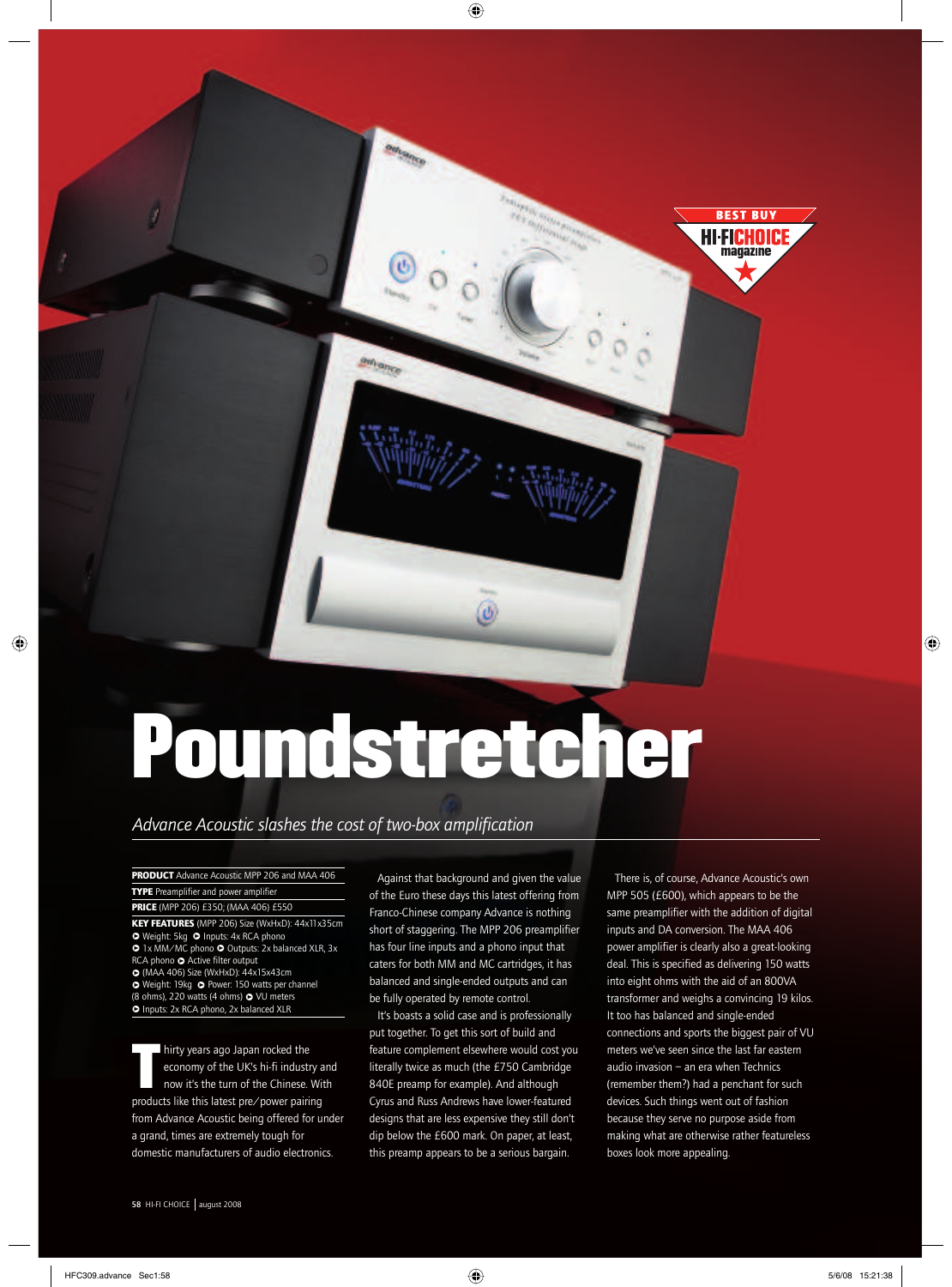# Poundstretcher

*Advance Acoustic slashes the cost of two-box amplification*

**PRODUCT** Advance Acoustic MPP 206 and MAA 406

**TYPE** Preamplifier and power amplifier

**PRICE** (MPP 206) £350; (MAA 406) £550

**KEY FEATURES** (MPP 206) Size (WxHxD): 44x11x35cm
- Weight: 5kg
- Inputs: 4x RCA phono
- 1x MM/MC phono
- Outputs: 2x balanced XLR, 3x RCA phono
- Active filter output
- (MAA 406) Size (WxHxD): 44x15x43cm
- Weight: 19kg
- Power: 150 watts per channel (8 ohms), 220 watts (4 ohms)
- VU meters
- Inputs: 2x RCA phono, 2x balanced XLR

Thirty years ago Japan rocked the economy of the UK's hi-fi industry and now it's the turn of the Chinese. With products like this latest pre/power pairing from Advance Acoustic being offered for under a grand, times are extremely tough for domestic manufacturers of audio electronics.

Against that background and given the value of the Euro these days this latest offering from Franco-Chinese company Advance is nothing short of staggering. The MPP 206 preamplifier has four line inputs and a phono input that caters for both MM and MC cartridges, it has balanced and single-ended outputs and can be fully operated by remote control.

It's boasts a solid case and is professionally put together. To get this sort of build and feature complement elsewhere would cost you literally twice as much (the £750 Cambridge 840E preamp for example). And although Cyrus and Russ Andrews have lower-featured designs that are less expensive they still don't dip below the £600 mark. On paper, at least, this preamp appears to be a serious bargain.

There is, of course, Advance Acoustic's own MPP 505 (£600), which appears to be the same preamplifier with the addition of digital inputs and DA conversion. The MAA 406 power amplifier is clearly also a great-looking deal. This is specified as delivering 150 watts into eight ohms with the aid of an 800VA transformer and weighs a convincing 19 kilos. It too has balanced and single-ended connections and sports the biggest pair of VU meters we've seen since the last far eastern audio invasion – an era when Technics (remember them?) had a penchant for such devices. Such things went out of fashion because they serve no purpose aside from making what are otherwise rather featureless boxes look more appealing.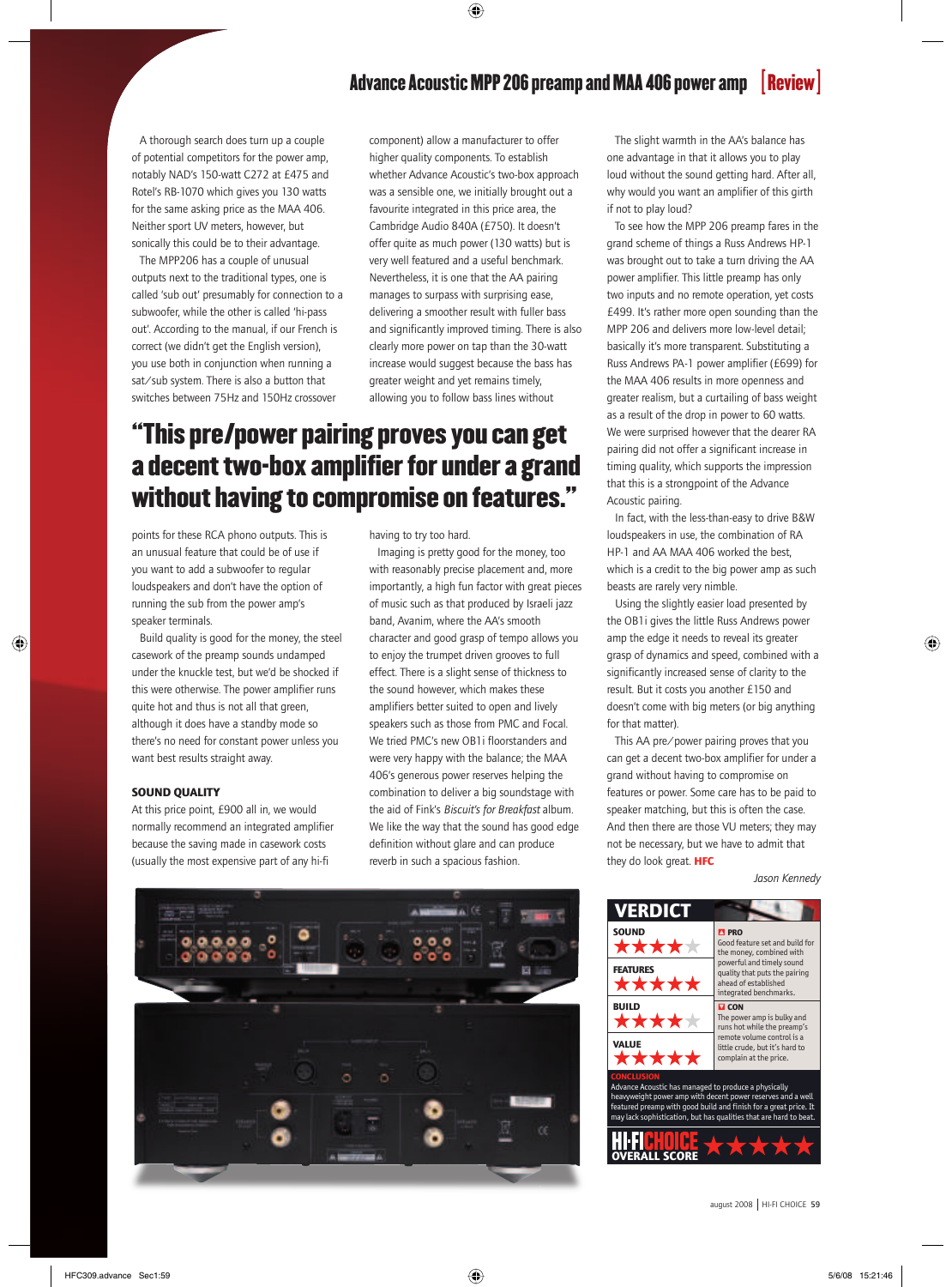A thorough search does turn up a couple of potential competitors for the power amp, notably NAD's 150-watt C272 at £475 and Rotel's RB-1070 which gives you 130 watts for the same asking price as the MAA 406. Neither sport UV meters, however, but sonically this could be to their advantage.

The MPP206 has a couple of unusual outputs next to the traditional types, one is called 'sub out' presumably for connection to a subwoofer, while the other is called 'hi-pass out'. According to the manual, if our French is correct (we didn't get the English version), you use both in conjunction when running a sat/sub system. There is also a button that switches between 75Hz and 150Hz crossover points for these RCA phono outputs. This is an unusual feature that could be of use if you want to add a subwoofer to regular loudspeakers and don't have the option of running the sub from the power amp's speaker terminals.

Build quality is good for the money, the steel casework of the preamp sounds undamped under the knuckle test, but we'd be shocked if this were otherwise. The power amplifier runs quite hot and thus is not all that green, although it does have a standby mode so there's no need for constant power unless you want best results straight away.

> **"This pre/power pairing proves you can get a decent two-box amplifier for under a grand without having to compromise on features."**

### SOUND QUALITY

At this price point, £900 all in, we would normally recommend an integrated amplifier because the saving made in casework costs (usually the most expensive part of any hi-fi component) allow a manufacturer to offer higher quality components. To establish whether Advance Acoustic's two-box approach was a sensible one, we initially brought out a favourite integrated in this price area, the Cambridge Audio 840A (£750). It doesn't offer quite as much power (130 watts) but is very well featured and a useful benchmark. Nevertheless, it is one that the AA pairing manages to surpass with surprising ease, delivering a smoother result with fuller bass and significantly improved timing. There is also clearly more power on tap than the 30-watt increase would suggest because the bass has greater weight and yet remains timely, allowing you to follow bass lines without having to try too hard.

Imaging is pretty good for the money, too with reasonably precise placement and, more importantly, a high fun factor with great pieces of music such as that produced by Israeli jazz band, Avanim, where the AA's smooth character and good grasp of tempo allows you to enjoy the trumpet driven grooves to full effect. There is a slight sense of thickness to the sound however, which makes these amplifiers better suited to open and lively speakers such as those from PMC and Focal. We tried PMC's new OB1i floorstanders and were very happy with the balance; the MAA 406's generous power reserves helping the combination to deliver a big soundstage with the aid of Fink's *Biscuit's for Breakfast* album. We like the way that the sound has good edge definition without glare and can produce reverb in such a spacious fashion.

The slight warmth in the AA's balance has one advantage in that it allows you to play loud without the sound getting hard. After all, why would you want an amplifier of this girth if not to play loud?

To see how the MPP 206 preamp fares in the grand scheme of things a Russ Andrews HP-1 was brought out to take a turn driving the AA power amplifier. This little preamp has only two inputs and no remote operation, yet costs £499. It's rather more open sounding than the MPP 206 and delivers more low-level detail; basically it's more transparent. Substituting a Russ Andrews PA-1 power amplifier (£699) for the MAA 406 results in more openness and greater realism, but a curtailing of bass weight as a result of the drop in power to 60 watts. We were surprised however that the dearer RA pairing did not offer a significant increase in timing quality, which supports the impression that this is a strongpoint of the Advance Acoustic pairing.

In fact, with the less-than-easy to drive B&W loudspeakers in use, the combination of RA HP-1 and AA MAA 406 worked the best, which is a credit to the big power amp as such beasts are rarely very nimble.

Using the slightly easier load presented by the OB1i gives the little Russ Andrews power amp the edge it needs to reveal its greater grasp of dynamics and speed, combined with a significantly increased sense of clarity to the result. But it costs you another £150 and doesn't come with big meters (or big anything for that matter).

This AA pre/power pairing proves that you can get a decent two-box amplifier for under a grand without having to compromise on features or power. Some care has to be paid to speaker matching, but this is often the case. And then there are those VU meters; they may not be necessary, but we have to admit that they do look great. **HFC**

*Jason Kennedy*

## VERDICT

| | |
|---|---|
| **SOUND** | ★★★★☆ |
| **FEATURES** | ★★★★★ |
| **BUILD** | ★★★★☆ |
| **VALUE** | ★★★★★ |

**PRO**
Good feature set and build for the money, combined with powerful and timely sound quality that puts the pairing ahead of established integrated benchmarks.

**CON**
The power amp is bulky and runs hot while the preamp's remote volume control is a little crude, but it's hard to complain at the price.

**CONCLUSION**
Advance Acoustic has managed to produce a physically heavyweight power amp with decent power reserves and a well featured preamp with good build and finish for a great price. It may lack sophistication, but has qualities that are hard to beat.

**HI-FI CHOICE OVERALL SCORE** ★★★★★